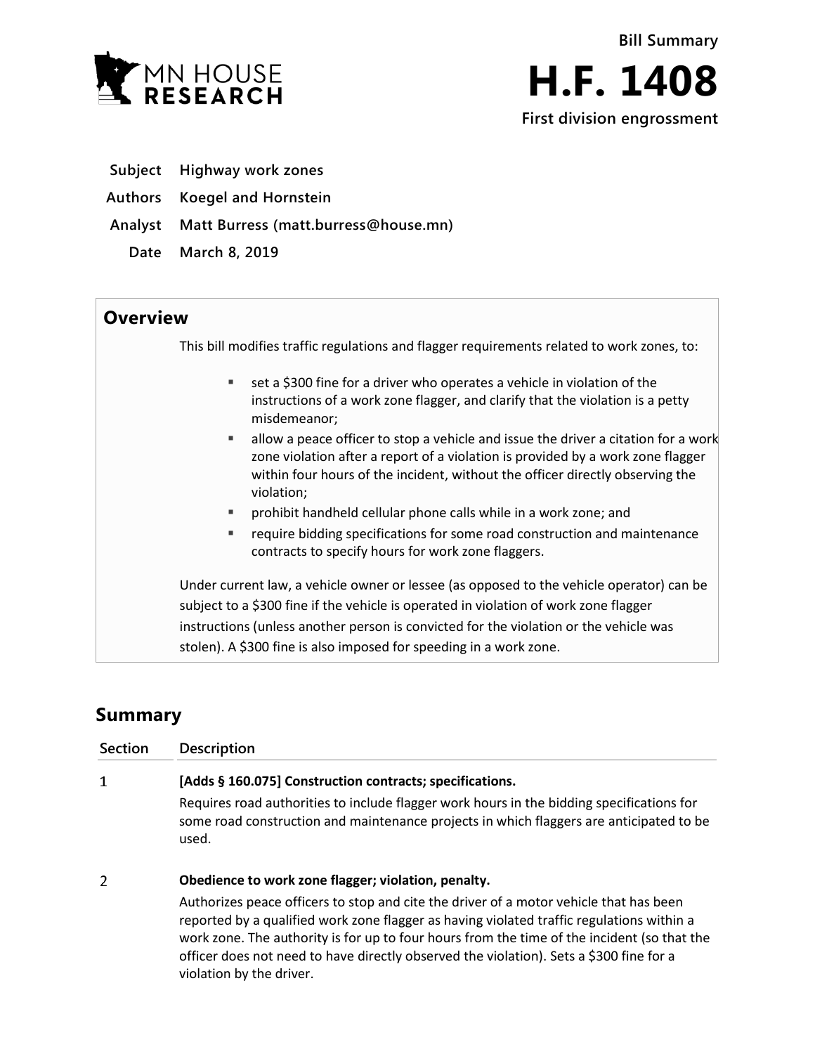MN HOUSE RESEARCH

Bill Summary

# H.F. 1408

**First division engrossment**

| | |
|---|---|
| **Subject** | **Highway work zones** |
| **Authors** | **Koegel and Hornstein** |
| **Analyst** | **Matt Burress (matt.burress@house.mn)** |
| **Date** | **March 8, 2019** |

## Overview

This bill modifies traffic regulations and flagger requirements related to work zones, to:

- set a $300 fine for a driver who operates a vehicle in violation of the instructions of a work zone flagger, and clarify that the violation is a petty misdemeanor;
- allow a peace officer to stop a vehicle and issue the driver a citation for a work zone violation after a report of a violation is provided by a work zone flagger within four hours of the incident, without the officer directly observing the violation;
- prohibit handheld cellular phone calls while in a work zone; and
- require bidding specifications for some road construction and maintenance contracts to specify hours for work zone flaggers.

Under current law, a vehicle owner or lessee (as opposed to the vehicle operator) can be subject to a $300 fine if the vehicle is operated in violation of work zone flagger instructions (unless another person is convicted for the violation or the vehicle was stolen). A $300 fine is also imposed for speeding in a work zone.

## Summary

| Section | Description |
|---|---|
| 1 | **[Adds § 160.075] Construction contracts; specifications.**<br>Requires road authorities to include flagger work hours in the bidding specifications for some road construction and maintenance projects in which flaggers are anticipated to be used. |
| 2 | **Obedience to work zone flagger; violation, penalty.**<br>Authorizes peace officers to stop and cite the driver of a motor vehicle that has been reported by a qualified work zone flagger as having violated traffic regulations within a work zone. The authority is for up to four hours from the time of the incident (so that the officer does not need to have directly observed the violation). Sets a $300 fine for a violation by the driver. |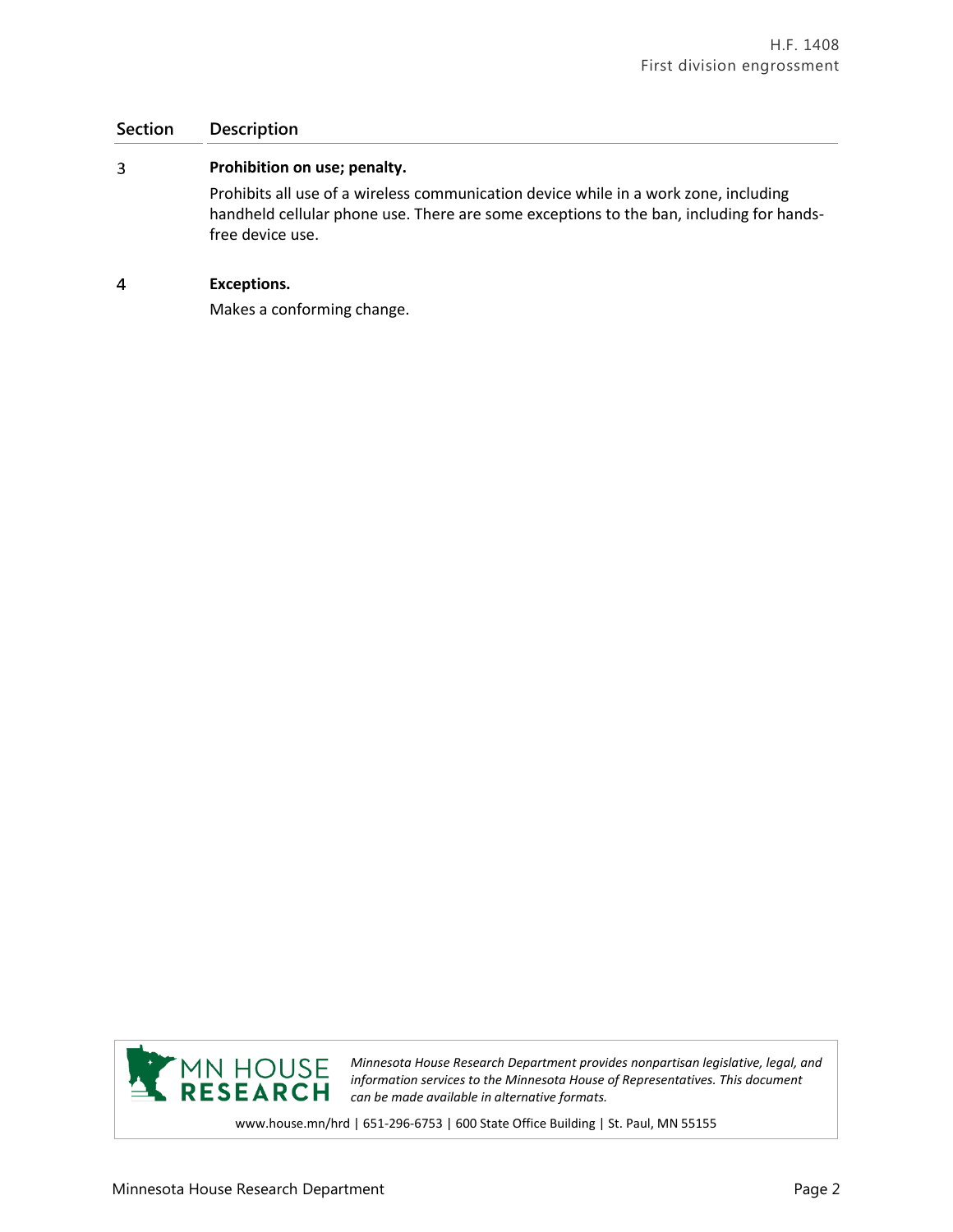| Section | Description |
|---|---|
| 3 | **Prohibition on use; penalty.**<br>Prohibits all use of a wireless communication device while in a work zone, including handheld cellular phone use. There are some exceptions to the ban, including for hands-free device use. |
| 4 | **Exceptions.**<br>Makes a conforming change. |

MN HOUSE RESEARCH

*Minnesota House Research Department provides nonpartisan legislative, legal, and information services to the Minnesota House of Representatives. This document can be made available in alternative formats.*

www.house.mn/hrd | 651-296-6753 | 600 State Office Building | St. Paul, MN 55155